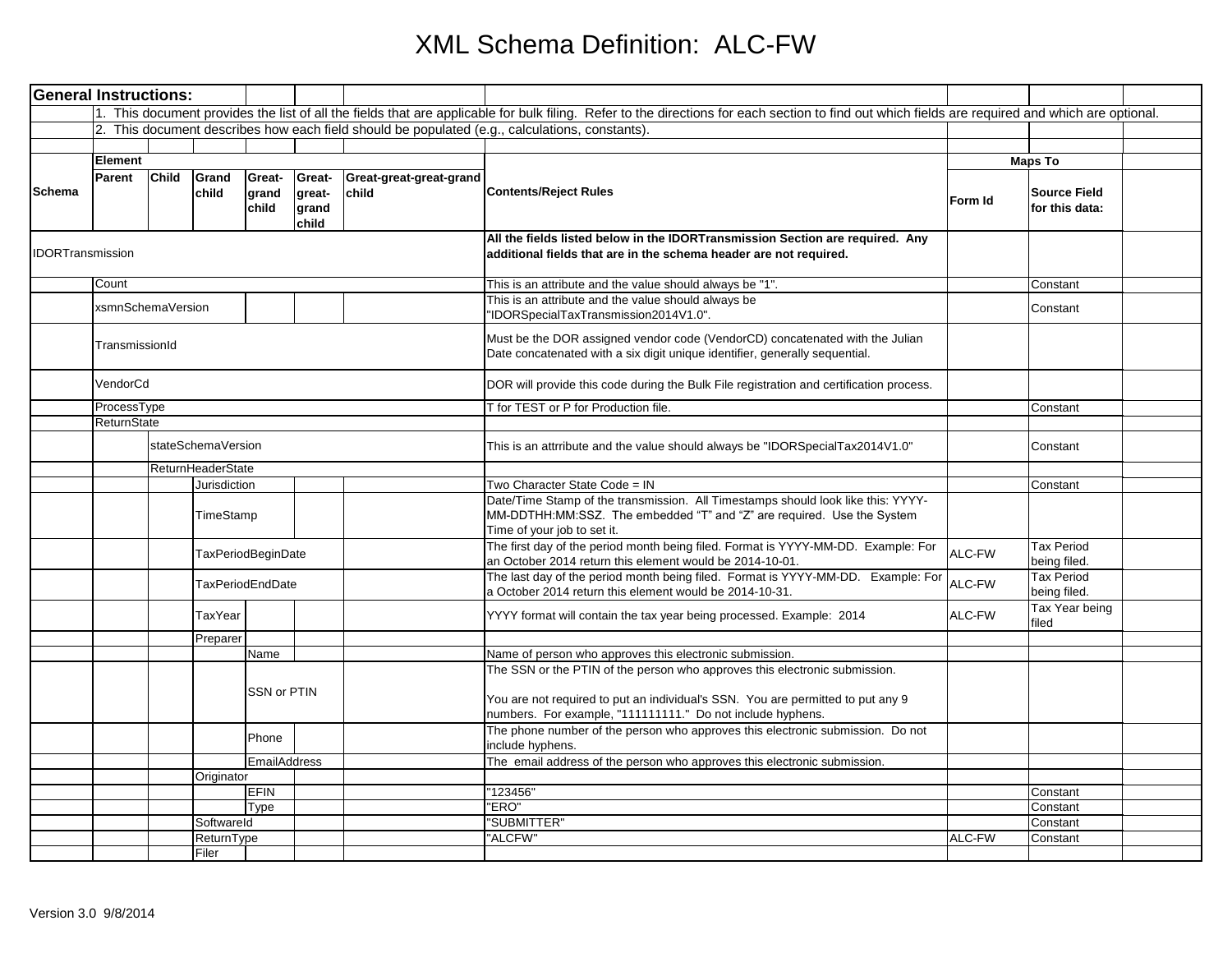# XML Schema Definition: ALC-FW

**General Instructions:**

1. This document provides the list of all the fields that are applicable for bulk filing. Refer to the directions for each section to find out which fields are required and which are optional.
2. This document describes how each field should be populated (e.g., calculations, constants).

| Schema | Element: Parent | Child | Grand child | Great-grand child | Great-great-grand child | Great-great-great-grand child | Contents/Reject Rules | Maps To: Form Id | Source Field for this data: | |
|---|---|---|---|---|---|---|---|---|---|---|
| IDORTransmission | | | | | | | **All the fields listed below in the IDORTransmission Section are required. Any additional fields that are in the schema header are not required.** | | | |
| | Count | | | | | | This is an attribute and the value should always be "1". | | Constant | |
| | xsmnSchemaVersion | | | | | | This is an attribute and the value should always be "IDORSpecialTaxTransmission2014V1.0". | | Constant | |
| | TransmissionId | | | | | | Must be the DOR assigned vendor code (VendorCD) concatenated with the Julian Date concatenated with a six digit unique identifier, generally sequential. | | | |
| | VendorCd | | | | | | DOR will provide this code during the Bulk File registration and certification process. | | | |
| | ProcessType | | | | | | T for TEST or P for Production file. | | Constant | |
| | ReturnState | | | | | | | | | |
| | | stateSchemaVersion | | | | | This is an attrribute and the value should always be "IDORSpecialTax2014V1.0" | | Constant | |
| | | ReturnHeaderState | | | | | | | | |
| | | | Jurisdiction | | | | Two Character State Code = IN | | Constant | |
| | | | TimeStamp | | | | Date/Time Stamp of the transmission. All Timestamps should look like this: YYYY-MM-DDTHH:MM:SSZ. The embedded "T" and "Z" are required. Use the System Time of your job to set it. | | | |
| | | | TaxPeriodBeginDate | | | | The first day of the period month being filed. Format is YYYY-MM-DD. Example: For an October 2014 return this element would be 2014-10-01. | ALC-FW | Tax Period being filed. | |
| | | | TaxPeriodEndDate | | | | The last day of the period month being filed. Format is YYYY-MM-DD. Example: For a October 2014 return this element would be 2014-10-31. | ALC-FW | Tax Period being filed. | |
| | | | TaxYear | | | | YYYY format will contain the tax year being processed. Example: 2014 | ALC-FW | Tax Year being filed | |
| | | | Preparer | | | | | | | |
| | | | | Name | | | Name of person who approves this electronic submission. | | | |
| | | | | SSN or PTIN | | | The SSN or the PTIN of the person who approves this electronic submission.<br><br>You are not required to put an individual's SSN. You are permitted to put any 9 numbers. For example, "111111111." Do not include hyphens. | | | |
| | | | | Phone | | | The phone number of the person who approves this electronic submission. Do not include hyphens. | | | |
| | | | | EmailAddress | | | The email address of the person who approves this electronic submission. | | | |
| | | | Originator | | | | | | | |
| | | | | EFIN | | | "123456" | | Constant | |
| | | | | Type | | | "ERO" | | Constant | |
| | | | SoftwareId | | | | "SUBMITTER" | | Constant | |
| | | | ReturnType | | | | "ALCFW" | ALC-FW | Constant | |
| | | | Filer | | | | | | | |

Version 3.0 9/8/2014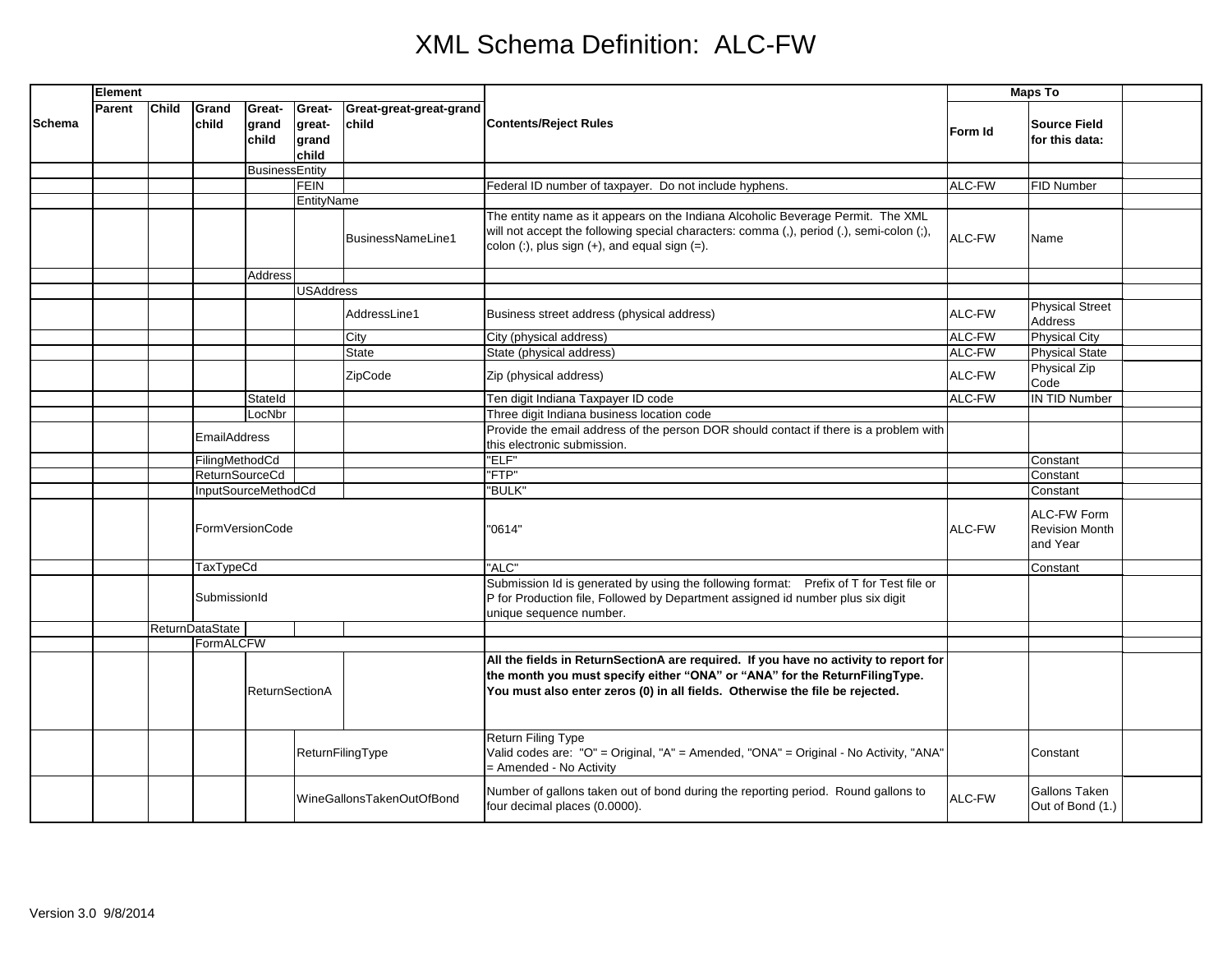# XML Schema Definition: ALC-FW

| Schema | Element | | | | | | Contents/Reject Rules | Maps To | | |
|---|---|---|---|---|---|---|---|---|---|---|
| | Parent | Child | Grand child | Great-grand child | Great-great-grand child | Great-great-great-grand child | | Form Id | Source Field for this data: | |
| | | | | BusinessEntity | | | | | | |
| | | | | | FEIN | | Federal ID number of taxpayer. Do not include hyphens. | ALC-FW | FID Number | |
| | | | | | EntityName | | | | | |
| | | | | | | BusinessNameLine1 | The entity name as it appears on the Indiana Alcoholic Beverage Permit. The XML will not accept the following special characters: comma (,), period (.), semi-colon (;), colon (:), plus sign (+), and equal sign (=). | ALC-FW | Name | |
| | | | | Address | | | | | | |
| | | | | | USAddress | | | | | |
| | | | | | | AddressLine1 | Business street address (physical address) | ALC-FW | Physical Street Address | |
| | | | | | | City | City (physical address) | ALC-FW | Physical City | |
| | | | | | | State | State (physical address) | ALC-FW | Physical State | |
| | | | | | | ZipCode | Zip (physical address) | ALC-FW | Physical Zip Code | |
| | | | | StateId | | | Ten digit Indiana Taxpayer ID code | ALC-FW | IN TID Number | |
| | | | | LocNbr | | | Three digit Indiana business location code | | | |
| | | | EmailAddress | | | | Provide the email address of the person DOR should contact if there is a problem with this electronic submission. | | | |
| | | | FilingMethodCd | | | | "ELF" | | Constant | |
| | | | ReturnSourceCd | | | | "FTP" | | Constant | |
| | | | InputSourceMethodCd | | | | "BULK" | | Constant | |
| | | | FormVersionCode | | | | "0614" | ALC-FW | ALC-FW Form Revision Month and Year | |
| | | | TaxTypeCd | | | | "ALC" | | Constant | |
| | | | SubmissionId | | | | Submission Id is generated by using the following format: Prefix of T for Test file or P for Production file, Followed by Department assigned id number plus six digit unique sequence number. | | | |
| | | ReturnDataState | | | | | | | | |
| | | | FormALCFW | | | | | | | |
| | | | | ReturnSectionA | | | **All the fields in ReturnSectionA are required. If you have no activity to report for the month you must specify either "ONA" or "ANA" for the ReturnFilingType. You must also enter zeros (0) in all fields. Otherwise the file be rejected.** | | | |
| | | | | | ReturnFilingType | | Return Filing Type<br>Valid codes are: "O" = Original, "A" = Amended, "ONA" = Original - No Activity, "ANA" = Amended - No Activity | | Constant | |
| | | | | | WineGallonsTakenOutOfBond | | Number of gallons taken out of bond during the reporting period. Round gallons to four decimal places (0.0000). | ALC-FW | Gallons Taken Out of Bond (1.) | |

Version 3.0 9/8/2014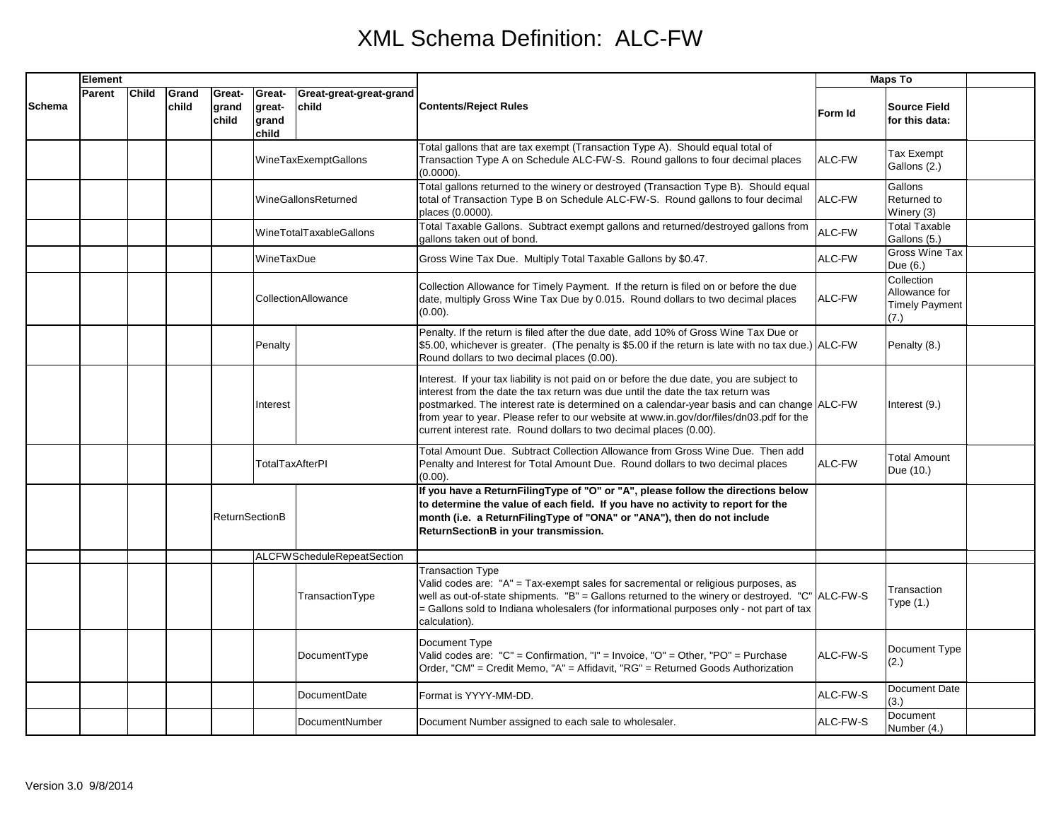# XML Schema Definition: ALC-FW

| Schema | Element | | | | | | Contents/Reject Rules | Maps To | | |
|---|---|---|---|---|---|---|---|---|---|---|
| | Parent | Child | Grand child | Great-grand child | Great-great-grand child | Great-great-great-grand child | | Form Id | Source Field for this data: | |
| | | | | | WineTaxExemptGallons | | Total gallons that are tax exempt (Transaction Type A). Should equal total of Transaction Type A on Schedule ALC-FW-S. Round gallons to four decimal places (0.0000). | ALC-FW | Tax Exempt Gallons (2.) | |
| | | | | | WineGallonsReturned | | Total gallons returned to the winery or destroyed (Transaction Type B). Should equal total of Transaction Type B on Schedule ALC-FW-S. Round gallons to four decimal places (0.0000). | ALC-FW | Gallons Returned to Winery (3) | |
| | | | | | WineTotalTaxableGallons | | Total Taxable Gallons. Subtract exempt gallons and returned/destroyed gallons from gallons taken out of bond. | ALC-FW | Total Taxable Gallons (5.) | |
| | | | | | WineTaxDue | | Gross Wine Tax Due. Multiply Total Taxable Gallons by $0.47. | ALC-FW | Gross Wine Tax Due (6.) | |
| | | | | | CollectionAllowance | | Collection Allowance for Timely Payment. If the return is filed on or before the due date, multiply Gross Wine Tax Due by 0.015. Round dollars to two decimal places (0.00). | ALC-FW | Collection Allowance for Timely Payment (7.) | |
| | | | | | Penalty | | Penalty. If the return is filed after the due date, add 10% of Gross Wine Tax Due or $5.00, whichever is greater. (The penalty is $5.00 if the return is late with no tax due.) Round dollars to two decimal places (0.00). | ALC-FW | Penalty (8.) | |
| | | | | | Interest | | Interest. If your tax liability is not paid on or before the due date, you are subject to interest from the date the tax return was due until the date the tax return was postmarked. The interest rate is determined on a calendar-year basis and can change from year to year. Please refer to our website at www.in.gov/dor/files/dn03.pdf for the current interest rate. Round dollars to two decimal places (0.00). | ALC-FW | Interest (9.) | |
| | | | | | TotalTaxAfterPI | | Total Amount Due. Subtract Collection Allowance from Gross Wine Due. Then add Penalty and Interest for Total Amount Due. Round dollars to two decimal places (0.00). | ALC-FW | Total Amount Due (10.) | |
| | | | | ReturnSectionB | | | **If you have a ReturnFilingType of "O" or "A", please follow the directions below to determine the value of each field. If you have no activity to report for the month (i.e. a ReturnFilingType of "ONA" or "ANA"), then do not include ReturnSectionB in your transmission.** | | | |
| | | | | | ALCFWScheduleRepeatSection | | | | | |
| | | | | | | TransactionType | Transaction Type<br>Valid codes are: "A" = Tax-exempt sales for sacremental or religious purposes, as well as out-of-state shipments. "B" = Gallons returned to the winery or destroyed. "C" = Gallons sold to Indiana wholesalers (for informational purposes only - not part of tax calculation). | ALC-FW-S | Transaction Type (1.) | |
| | | | | | | DocumentType | Document Type<br>Valid codes are: "C" = Confirmation, "I" = Invoice, "O" = Other, "PO" = Purchase Order, "CM" = Credit Memo, "A" = Affidavit, "RG" = Returned Goods Authorization | ALC-FW-S | Document Type (2.) | |
| | | | | | | DocumentDate | Format is YYYY-MM-DD. | ALC-FW-S | Document Date (3.) | |
| | | | | | | DocumentNumber | Document Number assigned to each sale to wholesaler. | ALC-FW-S | Document Number (4.) | |

Version 3.0 9/8/2014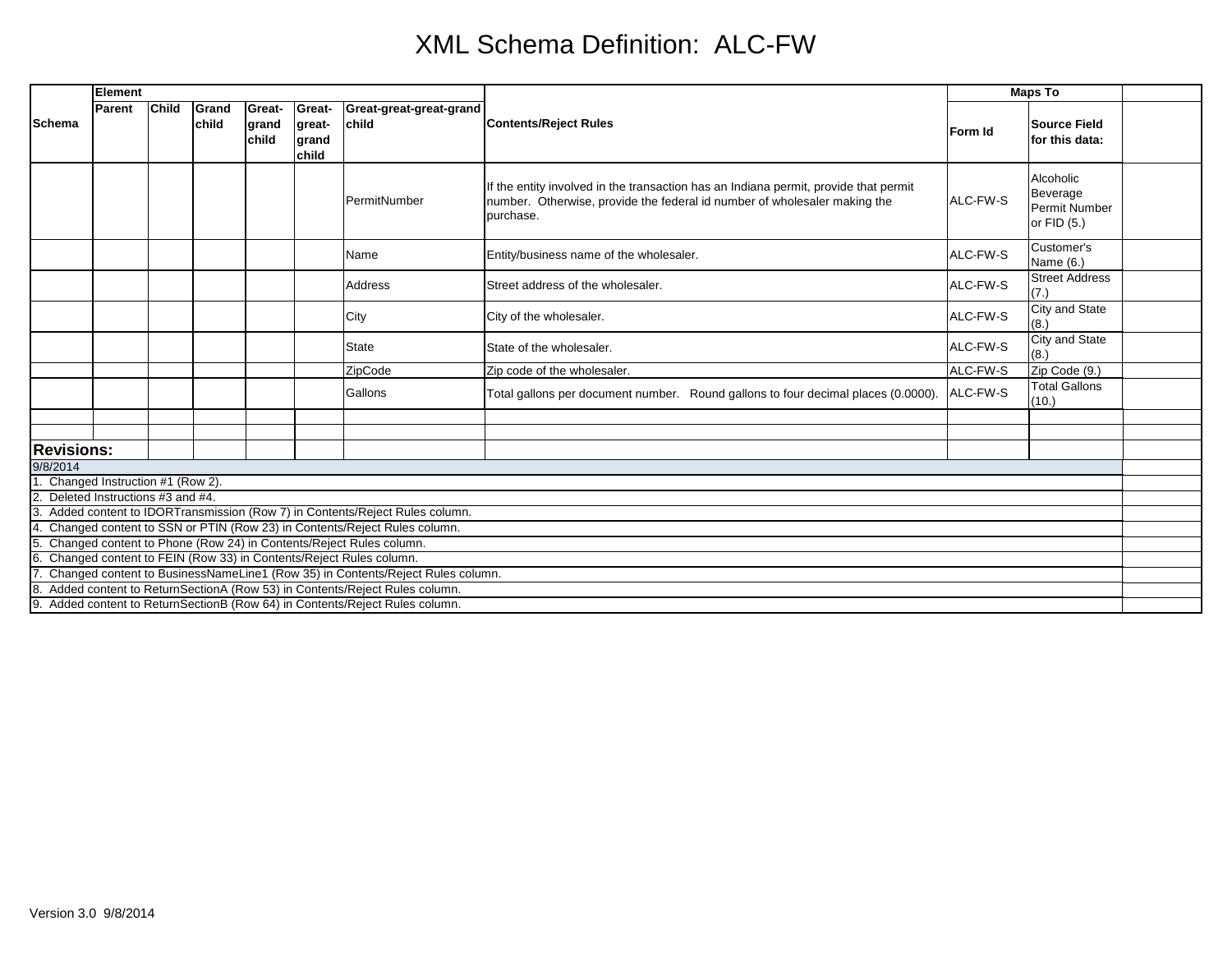# XML Schema Definition: ALC-FW

| Schema | Element | | | | | | Contents/Reject Rules | Maps To | | |
|---|---|---|---|---|---|---|---|---|---|---|
| | Parent | Child | Grand child | Great-grand child | Great-great-grand child | Great-great-great-grand child | | Form Id | Source Field for this data: | |
| | | | | | | PermitNumber | If the entity involved in the transaction has an Indiana permit, provide that permit number. Otherwise, provide the federal id number of wholesaler making the purchase. | ALC-FW-S | Alcoholic Beverage Permit Number or FID (5.) | |
| | | | | | | Name | Entity/business name of the wholesaler. | ALC-FW-S | Customer's Name (6.) | |
| | | | | | | Address | Street address of the wholesaler. | ALC-FW-S | Street Address (7.) | |
| | | | | | | City | City of the wholesaler. | ALC-FW-S | City and State (8.) | |
| | | | | | | State | State of the wholesaler. | ALC-FW-S | City and State (8.) | |
| | | | | | | ZipCode | Zip code of the wholesaler. | ALC-FW-S | Zip Code (9.) | |
| | | | | | | Gallons | Total gallons per document number. Round gallons to four decimal places (0.0000). | ALC-FW-S | Total Gallons (10.) | |

**Revisions:**

9/8/2014

1. Changed Instruction #1 (Row 2).
2. Deleted Instructions #3 and #4.
3. Added content to IDORTransmission (Row 7) in Contents/Reject Rules column.
4. Changed content to SSN or PTIN (Row 23) in Contents/Reject Rules column.
5. Changed content to Phone (Row 24) in Contents/Reject Rules column.
6. Changed content to FEIN (Row 33) in Contents/Reject Rules column.
7. Changed content to BusinessNameLine1 (Row 35) in Contents/Reject Rules column.
8. Added content to ReturnSectionA (Row 53) in Contents/Reject Rules column.
9. Added content to ReturnSectionB (Row 64) in Contents/Reject Rules column.

Version 3.0 9/8/2014